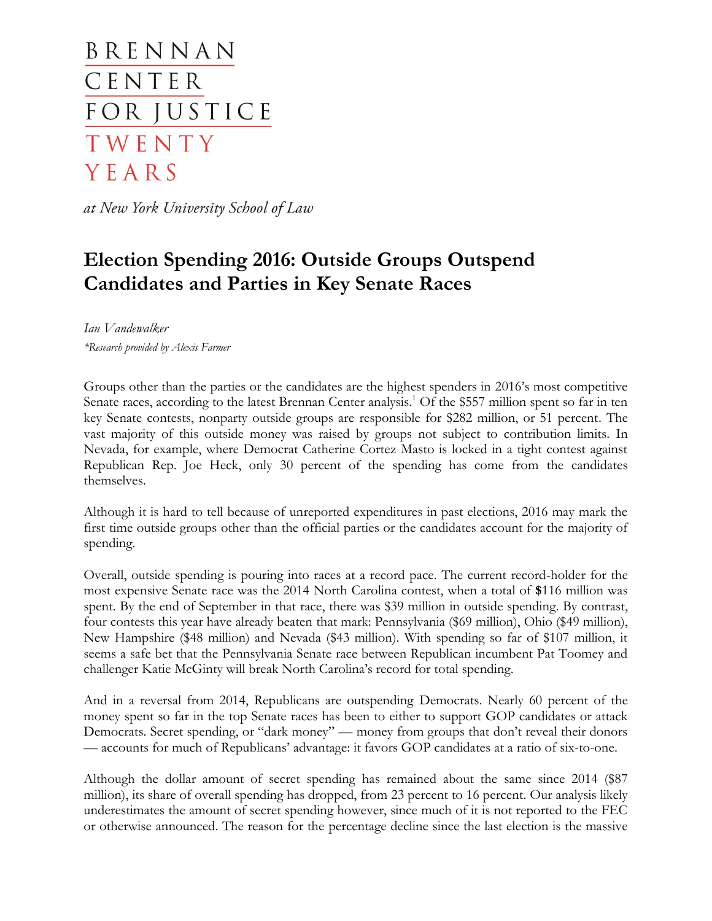BRENNAN
CENTER
FOR JUSTICE
TWENTY
YEARS

*at New York University School of Law*

# Election Spending 2016: Outside Groups Outspend Candidates and Parties in Key Senate Races

*Ian Vandewalker*

*\*Research provided by Alexis Farmer*

Groups other than the parties or the candidates are the highest spenders in 2016's most competitive Senate races, according to the latest Brennan Center analysis.[1] Of the $557 million spent so far in ten key Senate contests, nonparty outside groups are responsible for $282 million, or 51 percent. The vast majority of this outside money was raised by groups not subject to contribution limits. In Nevada, for example, where Democrat Catherine Cortez Masto is locked in a tight contest against Republican Rep. Joe Heck, only 30 percent of the spending has come from the candidates themselves.

Although it is hard to tell because of unreported expenditures in past elections, 2016 may mark the first time outside groups other than the official parties or the candidates account for the majority of spending.

Overall, outside spending is pouring into races at a record pace. The current record-holder for the most expensive Senate race was the 2014 North Carolina contest, when a total of **$**116 million was spent. By the end of September in that race, there was $39 million in outside spending. By contrast, four contests this year have already beaten that mark: Pennsylvania ($69 million), Ohio ($49 million), New Hampshire ($48 million) and Nevada ($43 million). With spending so far of $107 million, it seems a safe bet that the Pennsylvania Senate race between Republican incumbent Pat Toomey and challenger Katie McGinty will break North Carolina's record for total spending.

And in a reversal from 2014, Republicans are outspending Democrats. Nearly 60 percent of the money spent so far in the top Senate races has been to either to support GOP candidates or attack Democrats. Secret spending, or "dark money" — money from groups that don't reveal their donors — accounts for much of Republicans' advantage: it favors GOP candidates at a ratio of six-to-one.

Although the dollar amount of secret spending has remained about the same since 2014 ($87 million), its share of overall spending has dropped, from 23 percent to 16 percent. Our analysis likely underestimates the amount of secret spending however, since much of it is not reported to the FEC or otherwise announced. The reason for the percentage decline since the last election is the massive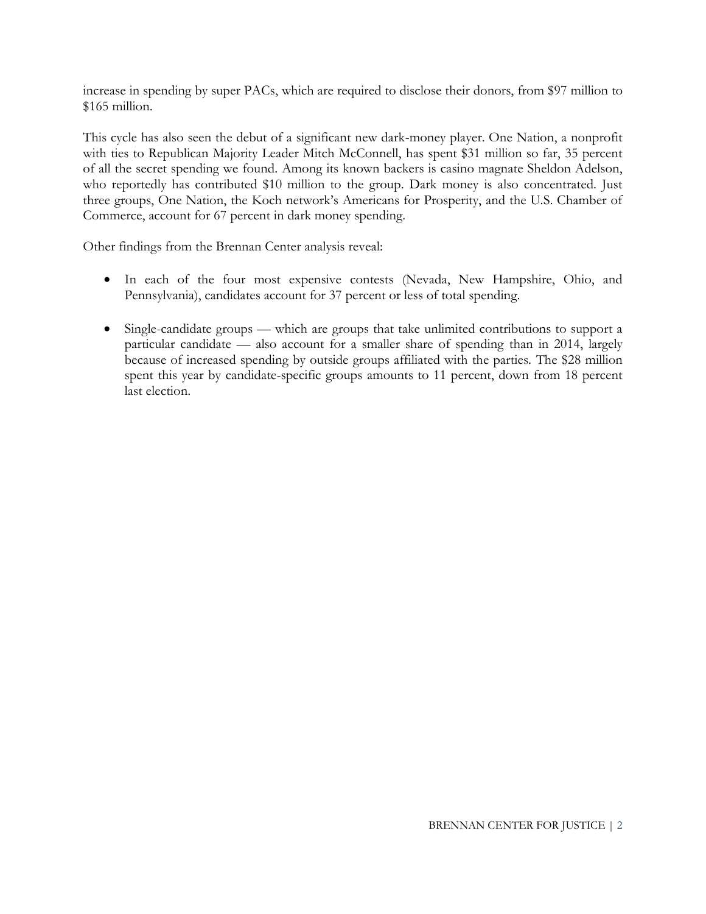increase in spending by super PACs, which are required to disclose their donors, from $97 million to $165 million.

This cycle has also seen the debut of a significant new dark-money player. One Nation, a nonprofit with ties to Republican Majority Leader Mitch McConnell, has spent $31 million so far, 35 percent of all the secret spending we found. Among its known backers is casino magnate Sheldon Adelson, who reportedly has contributed $10 million to the group. Dark money is also concentrated. Just three groups, One Nation, the Koch network's Americans for Prosperity, and the U.S. Chamber of Commerce, account for 67 percent in dark money spending.

Other findings from the Brennan Center analysis reveal:

- In each of the four most expensive contests (Nevada, New Hampshire, Ohio, and Pennsylvania), candidates account for 37 percent or less of total spending.
- Single-candidate groups — which are groups that take unlimited contributions to support a particular candidate — also account for a smaller share of spending than in 2014, largely because of increased spending by outside groups affiliated with the parties. The $28 million spent this year by candidate-specific groups amounts to 11 percent, down from 18 percent last election.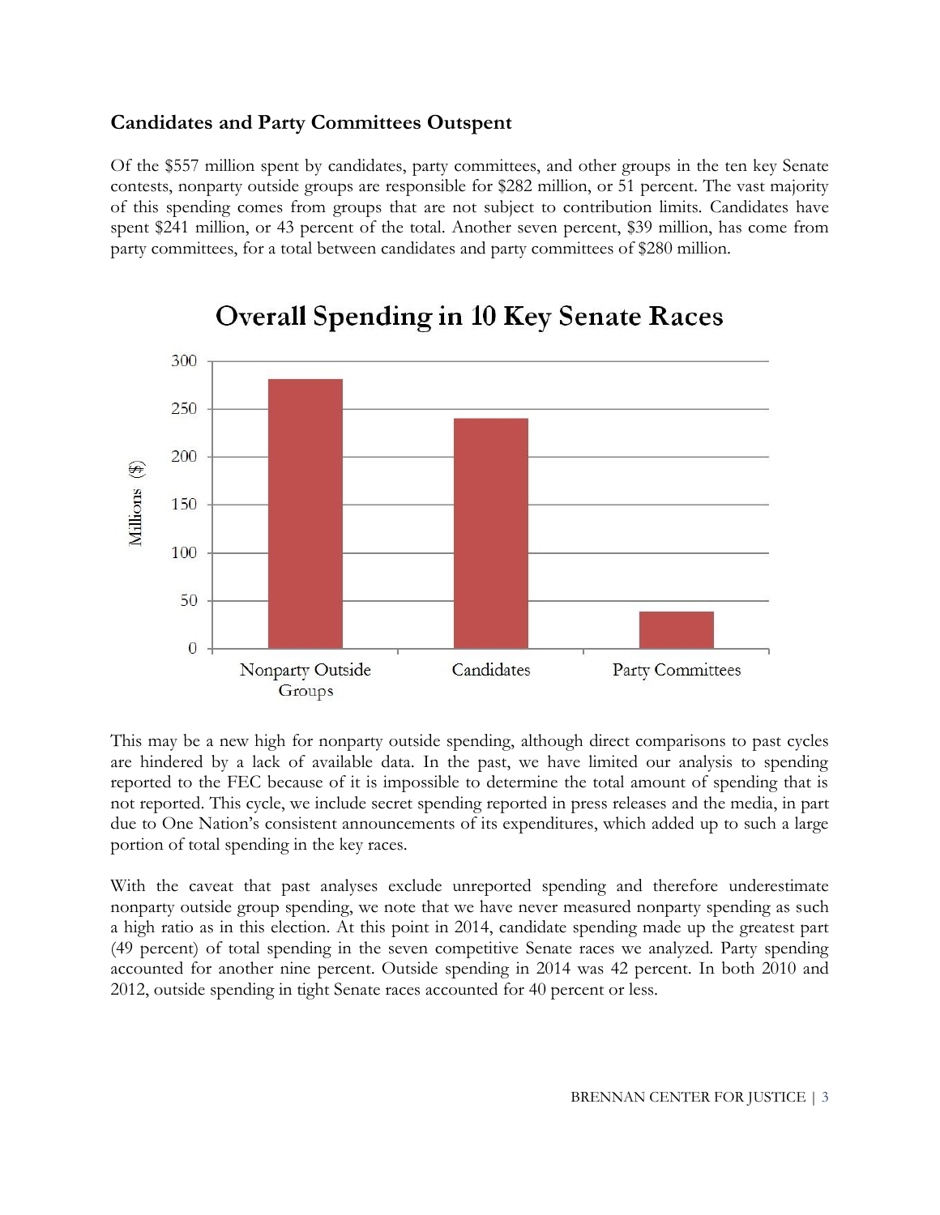## Candidates and Party Committees Outspent

Of the $557 million spent by candidates, party committees, and other groups in the ten key Senate contests, nonparty outside groups are responsible for $282 million, or 51 percent. The vast majority of this spending comes from groups that are not subject to contribution limits. Candidates have spent $241 million, or 43 percent of the total. Another seven percent, $39 million, has come from party committees, for a total between candidates and party committees of $280 million.

Overall Spending in 10 Key Senate Races

This may be a new high for nonparty outside spending, although direct comparisons to past cycles are hindered by a lack of available data. In the past, we have limited our analysis to spending reported to the FEC because of it is impossible to determine the total amount of spending that is not reported. This cycle, we include secret spending reported in press releases and the media, in part due to One Nation's consistent announcements of its expenditures, which added up to such a large portion of total spending in the key races.

With the caveat that past analyses exclude unreported spending and therefore underestimate nonparty outside group spending, we note that we have never measured nonparty spending as such a high ratio as in this election. At this point in 2014, candidate spending made up the greatest part (49 percent) of total spending in the seven competitive Senate races we analyzed. Party spending accounted for another nine percent. Outside spending in 2014 was 42 percent. In both 2010 and 2012, outside spending in tight Senate races accounted for 40 percent or less.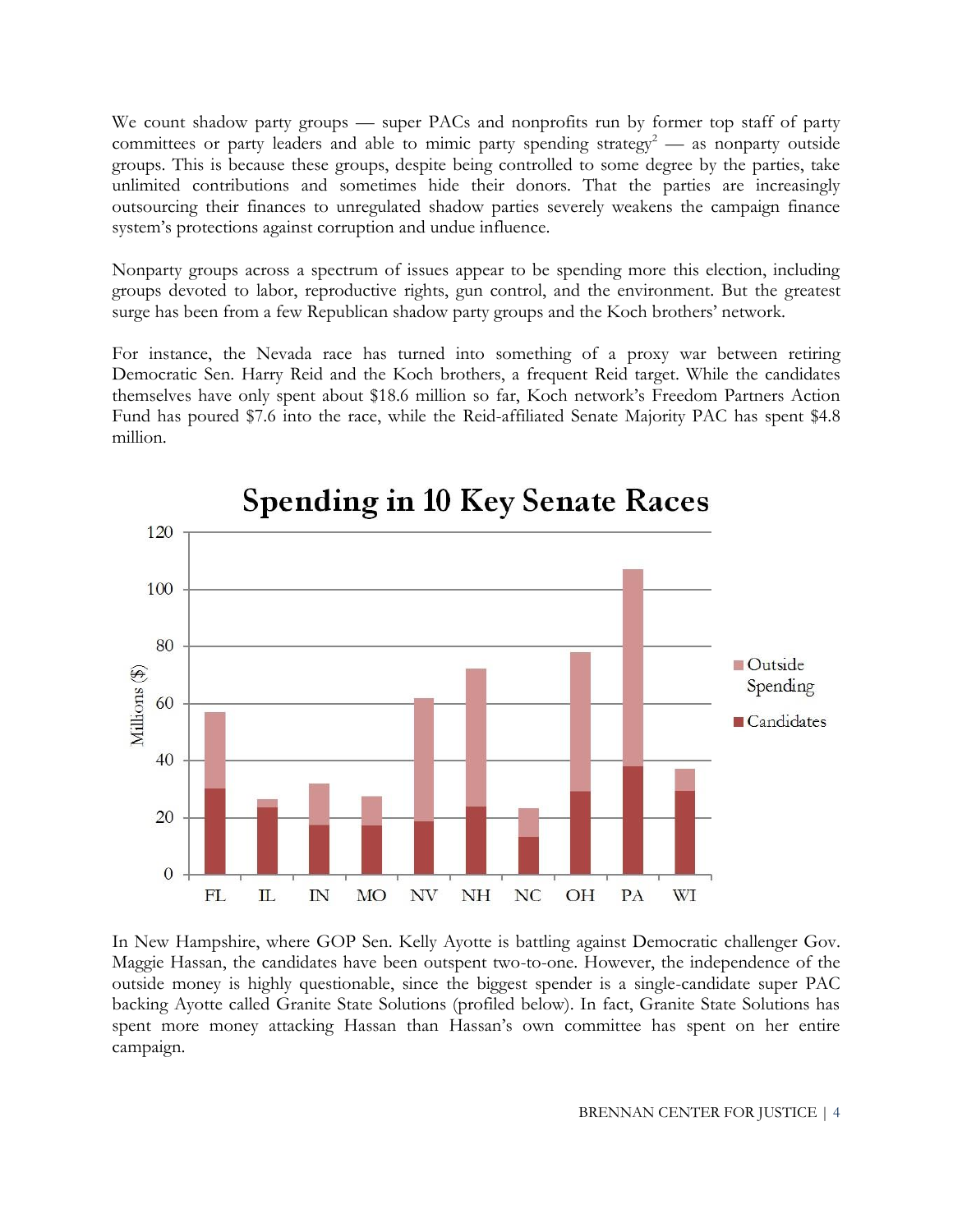We count shadow party groups — super PACs and nonprofits run by former top staff of party committees or party leaders and able to mimic party spending strategy[2] — as nonparty outside groups. This is because these groups, despite being controlled to some degree by the parties, take unlimited contributions and sometimes hide their donors. That the parties are increasingly outsourcing their finances to unregulated shadow parties severely weakens the campaign finance system's protections against corruption and undue influence.

Nonparty groups across a spectrum of issues appear to be spending more this election, including groups devoted to labor, reproductive rights, gun control, and the environment. But the greatest surge has been from a few Republican shadow party groups and the Koch brothers' network.

For instance, the Nevada race has turned into something of a proxy war between retiring Democratic Sen. Harry Reid and the Koch brothers, a frequent Reid target. While the candidates themselves have only spent about $18.6 million so far, Koch network's Freedom Partners Action Fund has poured $7.6 into the race, while the Reid-affiliated Senate Majority PAC has spent $4.8 million.

**Spending in 10 Key Senate Races**

In New Hampshire, where GOP Sen. Kelly Ayotte is battling against Democratic challenger Gov. Maggie Hassan, the candidates have been outspent two-to-one. However, the independence of the outside money is highly questionable, since the biggest spender is a single-candidate super PAC backing Ayotte called Granite State Solutions (profiled below). In fact, Granite State Solutions has spent more money attacking Hassan than Hassan's own committee has spent on her entire campaign.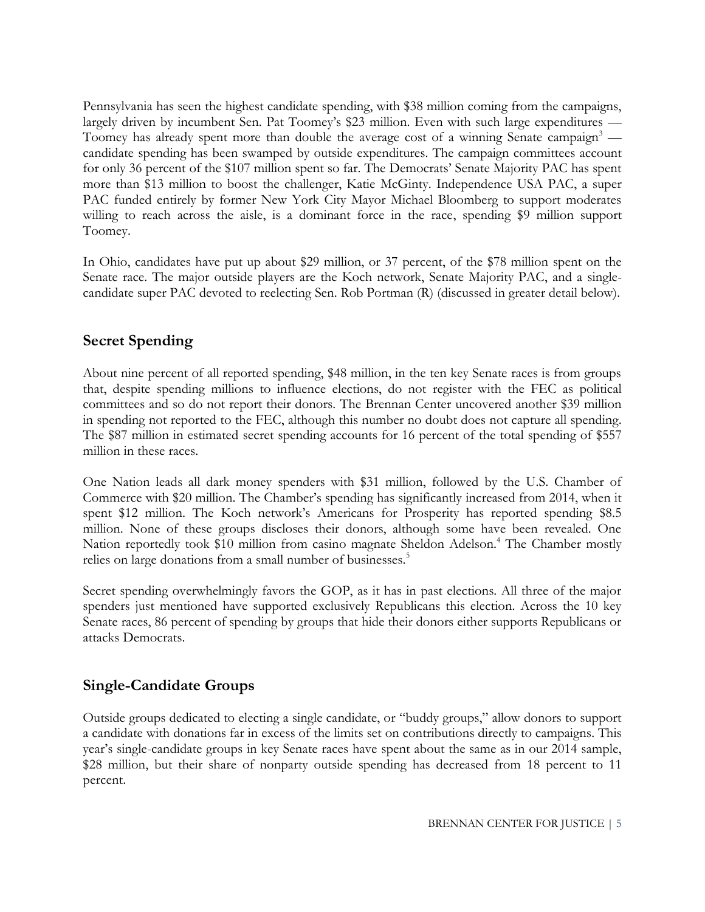Pennsylvania has seen the highest candidate spending, with $38 million coming from the campaigns, largely driven by incumbent Sen. Pat Toomey's $23 million. Even with such large expenditures — Toomey has already spent more than double the average cost of a winning Senate campaign[3] — candidate spending has been swamped by outside expenditures. The campaign committees account for only 36 percent of the $107 million spent so far. The Democrats' Senate Majority PAC has spent more than $13 million to boost the challenger, Katie McGinty. Independence USA PAC, a super PAC funded entirely by former New York City Mayor Michael Bloomberg to support moderates willing to reach across the aisle, is a dominant force in the race, spending $9 million support Toomey.

In Ohio, candidates have put up about $29 million, or 37 percent, of the $78 million spent on the Senate race. The major outside players are the Koch network, Senate Majority PAC, and a single-candidate super PAC devoted to reelecting Sen. Rob Portman (R) (discussed in greater detail below).

## Secret Spending

About nine percent of all reported spending, $48 million, in the ten key Senate races is from groups that, despite spending millions to influence elections, do not register with the FEC as political committees and so do not report their donors. The Brennan Center uncovered another $39 million in spending not reported to the FEC, although this number no doubt does not capture all spending. The $87 million in estimated secret spending accounts for 16 percent of the total spending of $557 million in these races.

One Nation leads all dark money spenders with $31 million, followed by the U.S. Chamber of Commerce with $20 million. The Chamber's spending has significantly increased from 2014, when it spent $12 million. The Koch network's Americans for Prosperity has reported spending $8.5 million. None of these groups discloses their donors, although some have been revealed. One Nation reportedly took $10 million from casino magnate Sheldon Adelson.[4] The Chamber mostly relies on large donations from a small number of businesses.[5]

Secret spending overwhelmingly favors the GOP, as it has in past elections. All three of the major spenders just mentioned have supported exclusively Republicans this election. Across the 10 key Senate races, 86 percent of spending by groups that hide their donors either supports Republicans or attacks Democrats.

## Single-Candidate Groups

Outside groups dedicated to electing a single candidate, or "buddy groups," allow donors to support a candidate with donations far in excess of the limits set on contributions directly to campaigns. This year's single-candidate groups in key Senate races have spent about the same as in our 2014 sample, $28 million, but their share of nonparty outside spending has decreased from 18 percent to 11 percent.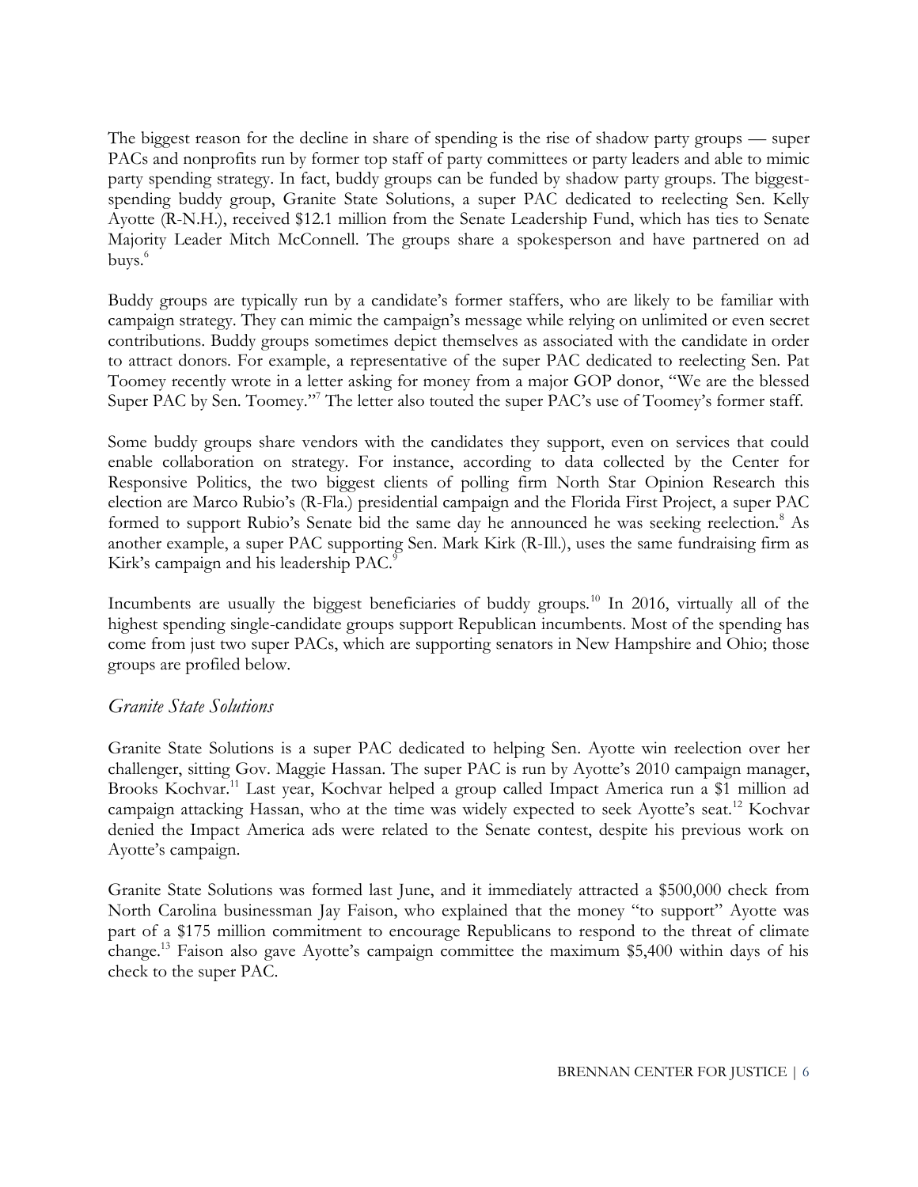The biggest reason for the decline in share of spending is the rise of shadow party groups — super PACs and nonprofits run by former top staff of party committees or party leaders and able to mimic party spending strategy. In fact, buddy groups can be funded by shadow party groups. The biggest-spending buddy group, Granite State Solutions, a super PAC dedicated to reelecting Sen. Kelly Ayotte (R-N.H.), received $12.1 million from the Senate Leadership Fund, which has ties to Senate Majority Leader Mitch McConnell. The groups share a spokesperson and have partnered on ad buys.[6]

Buddy groups are typically run by a candidate's former staffers, who are likely to be familiar with campaign strategy. They can mimic the campaign's message while relying on unlimited or even secret contributions. Buddy groups sometimes depict themselves as associated with the candidate in order to attract donors. For example, a representative of the super PAC dedicated to reelecting Sen. Pat Toomey recently wrote in a letter asking for money from a major GOP donor, "We are the blessed Super PAC by Sen. Toomey."[7] The letter also touted the super PAC's use of Toomey's former staff.

Some buddy groups share vendors with the candidates they support, even on services that could enable collaboration on strategy. For instance, according to data collected by the Center for Responsive Politics, the two biggest clients of polling firm North Star Opinion Research this election are Marco Rubio's (R-Fla.) presidential campaign and the Florida First Project, a super PAC formed to support Rubio's Senate bid the same day he announced he was seeking reelection.[8] As another example, a super PAC supporting Sen. Mark Kirk (R-Ill.), uses the same fundraising firm as Kirk's campaign and his leadership PAC.[9]

Incumbents are usually the biggest beneficiaries of buddy groups.[10] In 2016, virtually all of the highest spending single-candidate groups support Republican incumbents. Most of the spending has come from just two super PACs, which are supporting senators in New Hampshire and Ohio; those groups are profiled below.

### *Granite State Solutions*

Granite State Solutions is a super PAC dedicated to helping Sen. Ayotte win reelection over her challenger, sitting Gov. Maggie Hassan. The super PAC is run by Ayotte's 2010 campaign manager, Brooks Kochvar.[11] Last year, Kochvar helped a group called Impact America run a $1 million ad campaign attacking Hassan, who at the time was widely expected to seek Ayotte's seat.[12] Kochvar denied the Impact America ads were related to the Senate contest, despite his previous work on Ayotte's campaign.

Granite State Solutions was formed last June, and it immediately attracted a $500,000 check from North Carolina businessman Jay Faison, who explained that the money "to support" Ayotte was part of a $175 million commitment to encourage Republicans to respond to the threat of climate change.[13] Faison also gave Ayotte's campaign committee the maximum $5,400 within days of his check to the super PAC.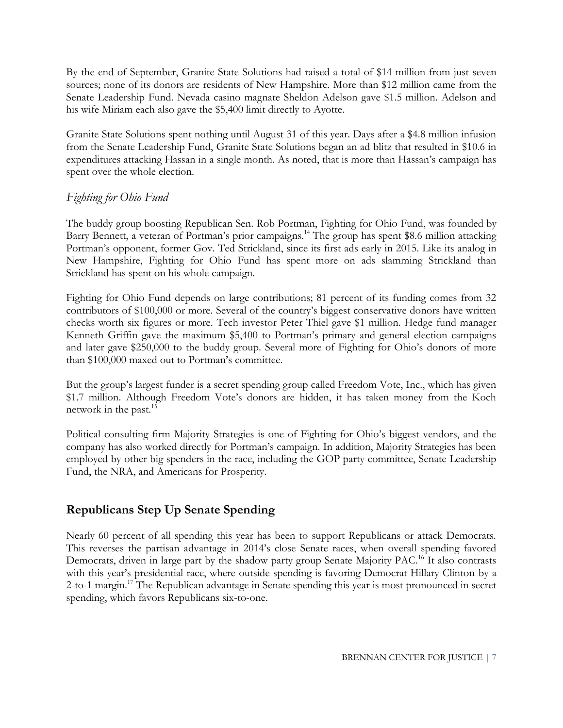By the end of September, Granite State Solutions had raised a total of $14 million from just seven sources; none of its donors are residents of New Hampshire. More than $12 million came from the Senate Leadership Fund. Nevada casino magnate Sheldon Adelson gave $1.5 million. Adelson and his wife Miriam each also gave the $5,400 limit directly to Ayotte.

Granite State Solutions spent nothing until August 31 of this year. Days after a $4.8 million infusion from the Senate Leadership Fund, Granite State Solutions began an ad blitz that resulted in $10.6 in expenditures attacking Hassan in a single month. As noted, that is more than Hassan's campaign has spent over the whole election.

### *Fighting for Ohio Fund*

The buddy group boosting Republican Sen. Rob Portman, Fighting for Ohio Fund, was founded by Barry Bennett, a veteran of Portman's prior campaigns.[14] The group has spent $8.6 million attacking Portman's opponent, former Gov. Ted Strickland, since its first ads early in 2015. Like its analog in New Hampshire, Fighting for Ohio Fund has spent more on ads slamming Strickland than Strickland has spent on his whole campaign.

Fighting for Ohio Fund depends on large contributions; 81 percent of its funding comes from 32 contributors of $100,000 or more. Several of the country's biggest conservative donors have written checks worth six figures or more. Tech investor Peter Thiel gave $1 million. Hedge fund manager Kenneth Griffin gave the maximum $5,400 to Portman's primary and general election campaigns and later gave $250,000 to the buddy group. Several more of Fighting for Ohio's donors of more than $100,000 maxed out to Portman's committee.

But the group's largest funder is a secret spending group called Freedom Vote, Inc., which has given $1.7 million. Although Freedom Vote's donors are hidden, it has taken money from the Koch network in the past.[15]

Political consulting firm Majority Strategies is one of Fighting for Ohio's biggest vendors, and the company has also worked directly for Portman's campaign. In addition, Majority Strategies has been employed by other big spenders in the race, including the GOP party committee, Senate Leadership Fund, the NRA, and Americans for Prosperity.

## Republicans Step Up Senate Spending

Nearly 60 percent of all spending this year has been to support Republicans or attack Democrats. This reverses the partisan advantage in 2014's close Senate races, when overall spending favored Democrats, driven in large part by the shadow party group Senate Majority PAC.[16] It also contrasts with this year's presidential race, where outside spending is favoring Democrat Hillary Clinton by a 2-to-1 margin.[17] The Republican advantage in Senate spending this year is most pronounced in secret spending, which favors Republicans six-to-one.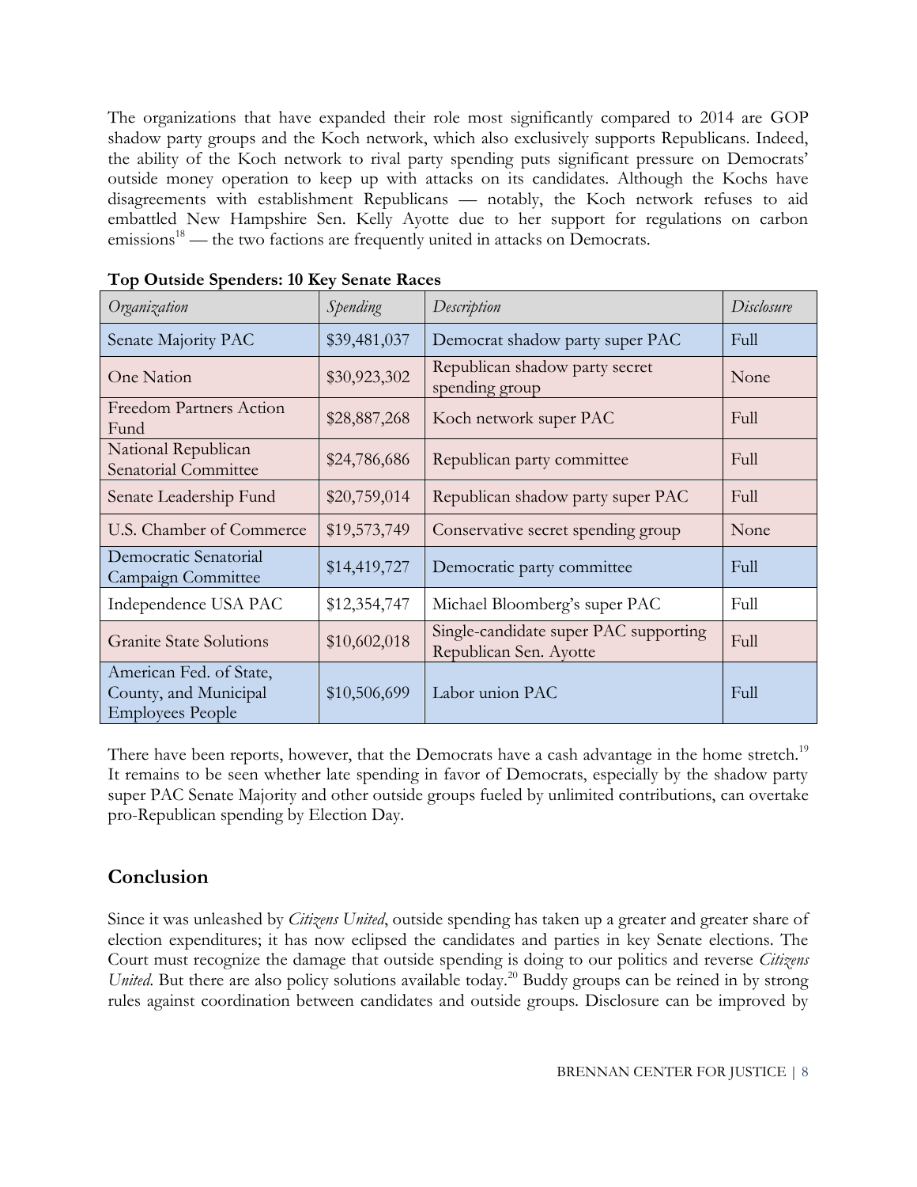The organizations that have expanded their role most significantly compared to 2014 are GOP shadow party groups and the Koch network, which also exclusively supports Republicans. Indeed, the ability of the Koch network to rival party spending puts significant pressure on Democrats' outside money operation to keep up with attacks on its candidates. Although the Kochs have disagreements with establishment Republicans — notably, the Koch network refuses to aid embattled New Hampshire Sen. Kelly Ayotte due to her support for regulations on carbon emissions[18] — the two factions are frequently united in attacks on Democrats.

**Top Outside Spenders: 10 Key Senate Races**

| *Organization* | *Spending* | *Description* | *Disclosure* |
|---|---|---|---|
| Senate Majority PAC | $39,481,037 | Democrat shadow party super PAC | Full |
| One Nation | $30,923,302 | Republican shadow party secret spending group | None |
| Freedom Partners Action Fund | $28,887,268 | Koch network super PAC | Full |
| National Republican Senatorial Committee | $24,786,686 | Republican party committee | Full |
| Senate Leadership Fund | $20,759,014 | Republican shadow party super PAC | Full |
| U.S. Chamber of Commerce | $19,573,749 | Conservative secret spending group | None |
| Democratic Senatorial Campaign Committee | $14,419,727 | Democratic party committee | Full |
| Independence USA PAC | $12,354,747 | Michael Bloomberg's super PAC | Full |
| Granite State Solutions | $10,602,018 | Single-candidate super PAC supporting Republican Sen. Ayotte | Full |
| American Fed. of State, County, and Municipal Employees People | $10,506,699 | Labor union PAC | Full |

There have been reports, however, that the Democrats have a cash advantage in the home stretch.[19] It remains to be seen whether late spending in favor of Democrats, especially by the shadow party super PAC Senate Majority and other outside groups fueled by unlimited contributions, can overtake pro-Republican spending by Election Day.

## Conclusion

Since it was unleashed by *Citizens United*, outside spending has taken up a greater and greater share of election expenditures; it has now eclipsed the candidates and parties in key Senate elections. The Court must recognize the damage that outside spending is doing to our politics and reverse *Citizens United*. But there are also policy solutions available today.[20] Buddy groups can be reined in by strong rules against coordination between candidates and outside groups. Disclosure can be improved by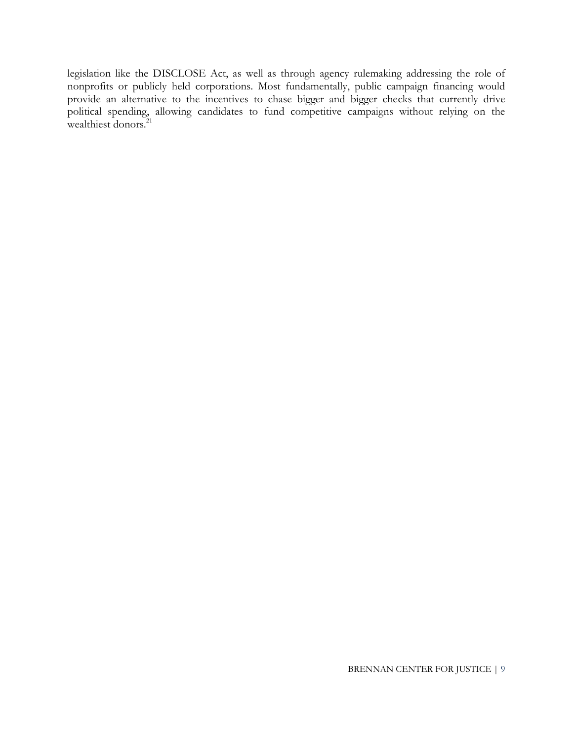legislation like the DISCLOSE Act, as well as through agency rulemaking addressing the role of nonprofits or publicly held corporations. Most fundamentally, public campaign financing would provide an alternative to the incentives to chase bigger and bigger checks that currently drive political spending, allowing candidates to fund competitive campaigns without relying on the wealthiest donors.[21]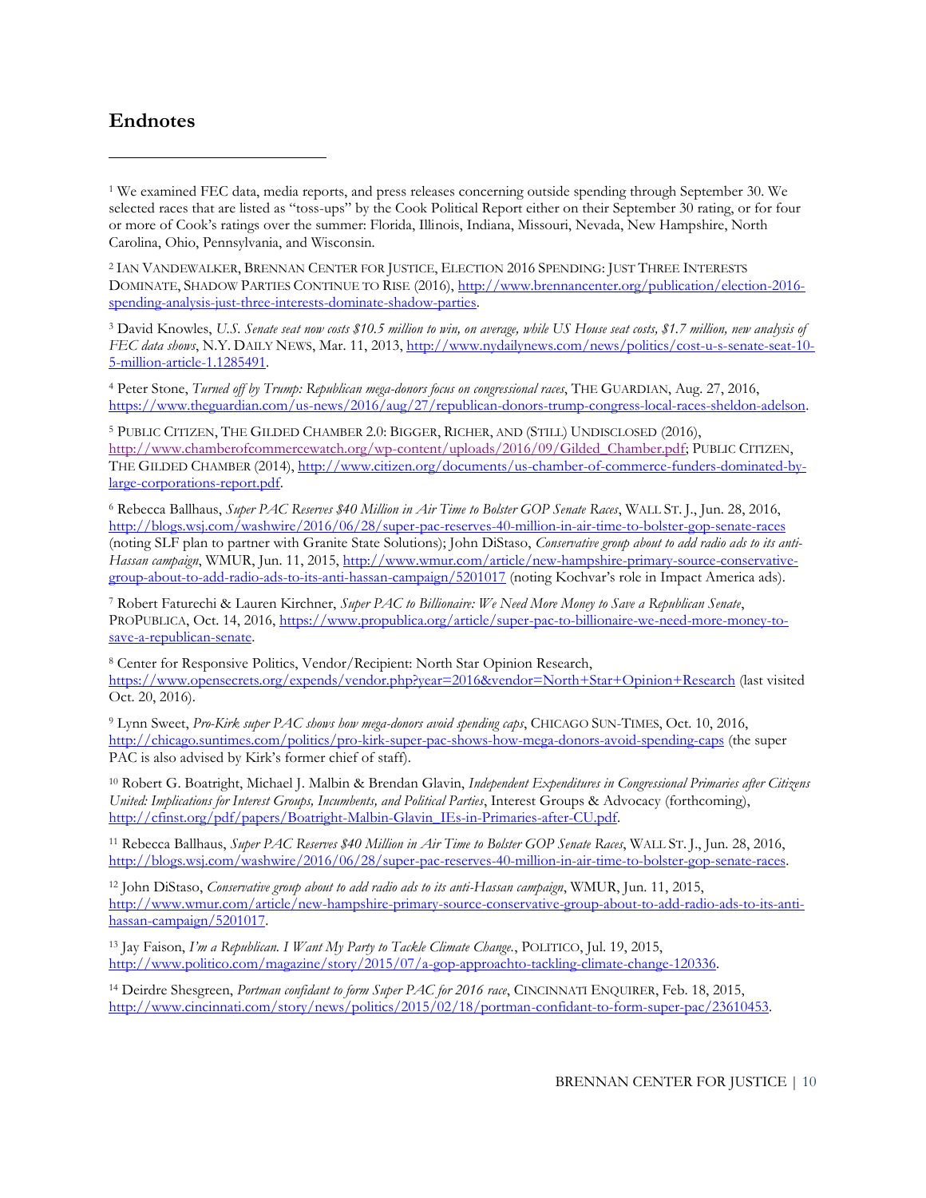## Endnotes

[1] We examined FEC data, media reports, and press releases concerning outside spending through September 30. We selected races that are listed as "toss-ups" by the Cook Political Report either on their September 30 rating, or for four or more of Cook's ratings over the summer: Florida, Illinois, Indiana, Missouri, Nevada, New Hampshire, North Carolina, Ohio, Pennsylvania, and Wisconsin.

[2] IAN VANDEWALKER, BRENNAN CENTER FOR JUSTICE, ELECTION 2016 SPENDING: JUST THREE INTERESTS DOMINATE, SHADOW PARTIES CONTINUE TO RISE (2016), http://www.brennancenter.org/publication/election-2016-spending-analysis-just-three-interests-dominate-shadow-parties.

[3] David Knowles, *U.S. Senate seat now costs $10.5 million to win, on average, while US House seat costs, $1.7 million, new analysis of FEC data shows*, N.Y. DAILY NEWS, Mar. 11, 2013, http://www.nydailynews.com/news/politics/cost-u-s-senate-seat-10-5-million-article-1.1285491.

[4] Peter Stone, *Turned off by Trump: Republican mega-donors focus on congressional races*, THE GUARDIAN, Aug. 27, 2016, https://www.theguardian.com/us-news/2016/aug/27/republican-donors-trump-congress-local-races-sheldon-adelson.

[5] PUBLIC CITIZEN, THE GILDED CHAMBER 2.0: BIGGER, RICHER, AND (STILL) UNDISCLOSED (2016), http://www.chamberofcommercewatch.org/wp-content/uploads/2016/09/Gilded_Chamber.pdf; PUBLIC CITIZEN, THE GILDED CHAMBER (2014), http://www.citizen.org/documents/us-chamber-of-commerce-funders-dominated-by-large-corporations-report.pdf.

[6] Rebecca Ballhaus, *Super PAC Reserves $40 Million in Air Time to Bolster GOP Senate Races*, WALL ST. J., Jun. 28, 2016, http://blogs.wsj.com/washwire/2016/06/28/super-pac-reserves-40-million-in-air-time-to-bolster-gop-senate-races (noting SLF plan to partner with Granite State Solutions); John DiStaso, *Conservative group about to add radio ads to its anti-Hassan campaign*, WMUR, Jun. 11, 2015, http://www.wmur.com/article/new-hampshire-primary-source-conservative-group-about-to-add-radio-ads-to-its-anti-hassan-campaign/5201017 (noting Kochvar's role in Impact America ads).

[7] Robert Faturechi & Lauren Kirchner, *Super PAC to Billionaire: We Need More Money to Save a Republican Senate*, PROPUBLICA, Oct. 14, 2016, https://www.propublica.org/article/super-pac-to-billionaire-we-need-more-money-to-save-a-republican-senate.

[8] Center for Responsive Politics, Vendor/Recipient: North Star Opinion Research, https://www.opensecrets.org/expends/vendor.php?year=2016&vendor=North+Star+Opinion+Research (last visited Oct. 20, 2016).

[9] Lynn Sweet, *Pro-Kirk super PAC shows how mega-donors avoid spending caps*, CHICAGO SUN-TIMES, Oct. 10, 2016, http://chicago.suntimes.com/politics/pro-kirk-super-pac-shows-how-mega-donors-avoid-spending-caps (the super PAC is also advised by Kirk's former chief of staff).

[10] Robert G. Boatright, Michael J. Malbin & Brendan Glavin, *Independent Expenditures in Congressional Primaries after Citizens United: Implications for Interest Groups, Incumbents, and Political Parties*, Interest Groups & Advocacy (forthcoming), http://cfinst.org/pdf/papers/Boatright-Malbin-Glavin_IEs-in-Primaries-after-CU.pdf.

[11] Rebecca Ballhaus, *Super PAC Reserves $40 Million in Air Time to Bolster GOP Senate Races*, WALL ST. J., Jun. 28, 2016, http://blogs.wsj.com/washwire/2016/06/28/super-pac-reserves-40-million-in-air-time-to-bolster-gop-senate-races.

[12] John DiStaso, *Conservative group about to add radio ads to its anti-Hassan campaign*, WMUR, Jun. 11, 2015, http://www.wmur.com/article/new-hampshire-primary-source-conservative-group-about-to-add-radio-ads-to-its-anti-hassan-campaign/5201017.

[13] Jay Faison, *I'm a Republican. I Want My Party to Tackle Climate Change.*, POLITICO, Jul. 19, 2015, http://www.politico.com/magazine/story/2015/07/a-gop-approachto-tackling-climate-change-120336.

[14] Deirdre Shesgreen, *Portman confidant to form Super PAC for 2016 race*, CINCINNATI ENQUIRER, Feb. 18, 2015, http://www.cincinnati.com/story/news/politics/2015/02/18/portman-confidant-to-form-super-pac/23610453.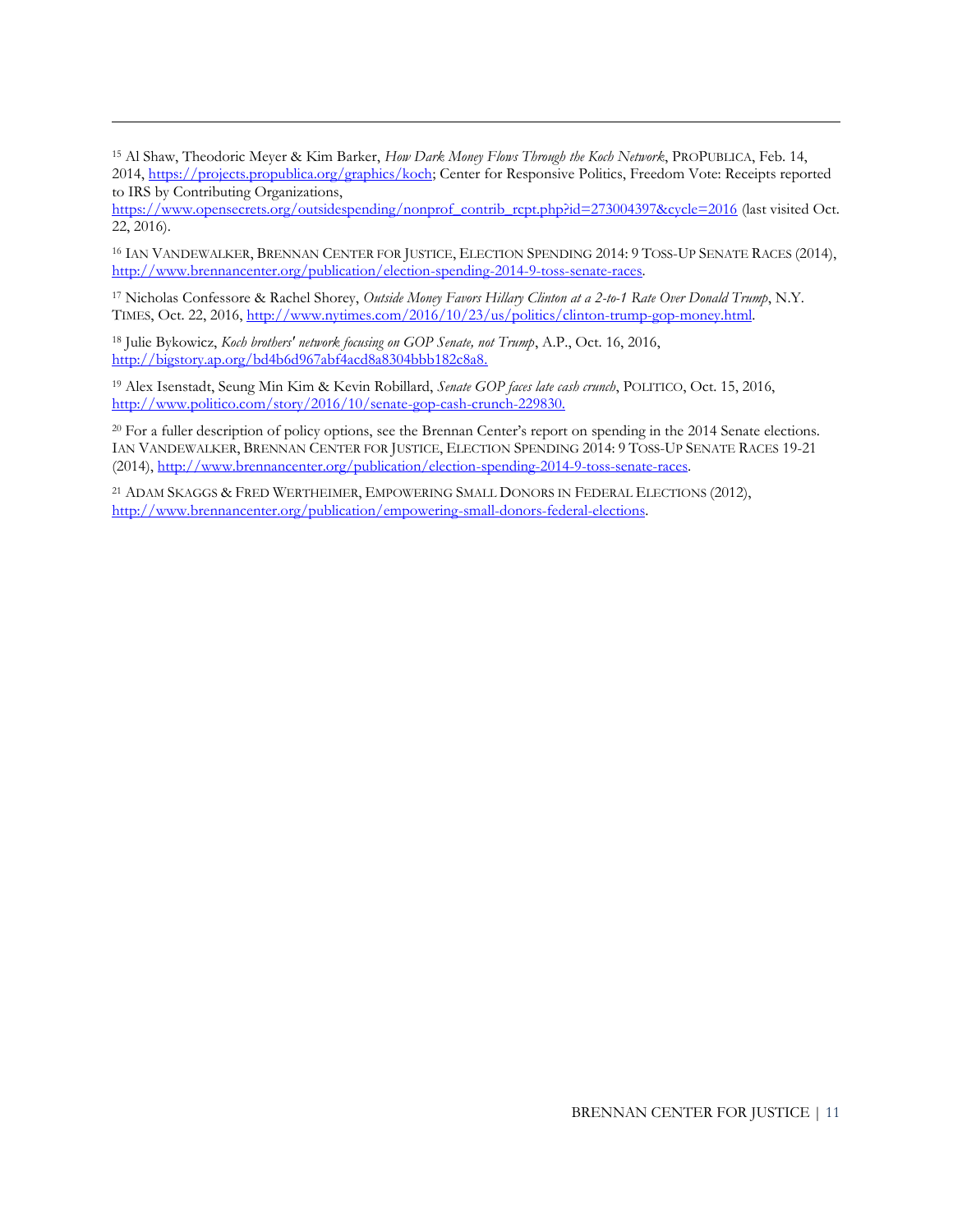[15] Al Shaw, Theodoric Meyer & Kim Barker, *How Dark Money Flows Through the Koch Network*, PROPUBLICA, Feb. 14, 2014, https://projects.propublica.org/graphics/koch; Center for Responsive Politics, Freedom Vote: Receipts reported to IRS by Contributing Organizations, https://www.opensecrets.org/outsidespending/nonprof_contrib_rcpt.php?id=273004397&cycle=2016 (last visited Oct. 22, 2016).

[16] IAN VANDEWALKER, BRENNAN CENTER FOR JUSTICE, ELECTION SPENDING 2014: 9 TOSS-UP SENATE RACES (2014), http://www.brennancenter.org/publication/election-spending-2014-9-toss-senate-races.

[17] Nicholas Confessore & Rachel Shorey, *Outside Money Favors Hillary Clinton at a 2-to-1 Rate Over Donald Trump*, N.Y. TIMES, Oct. 22, 2016, http://www.nytimes.com/2016/10/23/us/politics/clinton-trump-gop-money.html.

[18] Julie Bykowicz, *Koch brothers' network focusing on GOP Senate, not Trump*, A.P., Oct. 16, 2016, http://bigstory.ap.org/bd4b6d967abf4acd8a8304bbb182c8a8.

[19] Alex Isenstadt, Seung Min Kim & Kevin Robillard, *Senate GOP faces late cash crunch*, POLITICO, Oct. 15, 2016, http://www.politico.com/story/2016/10/senate-gop-cash-crunch-229830.

[20] For a fuller description of policy options, see the Brennan Center's report on spending in the 2014 Senate elections. IAN VANDEWALKER, BRENNAN CENTER FOR JUSTICE, ELECTION SPENDING 2014: 9 TOSS-UP SENATE RACES 19-21 (2014), http://www.brennancenter.org/publication/election-spending-2014-9-toss-senate-races.

[21] ADAM SKAGGS & FRED WERTHEIMER, EMPOWERING SMALL DONORS IN FEDERAL ELECTIONS (2012), http://www.brennancenter.org/publication/empowering-small-donors-federal-elections.